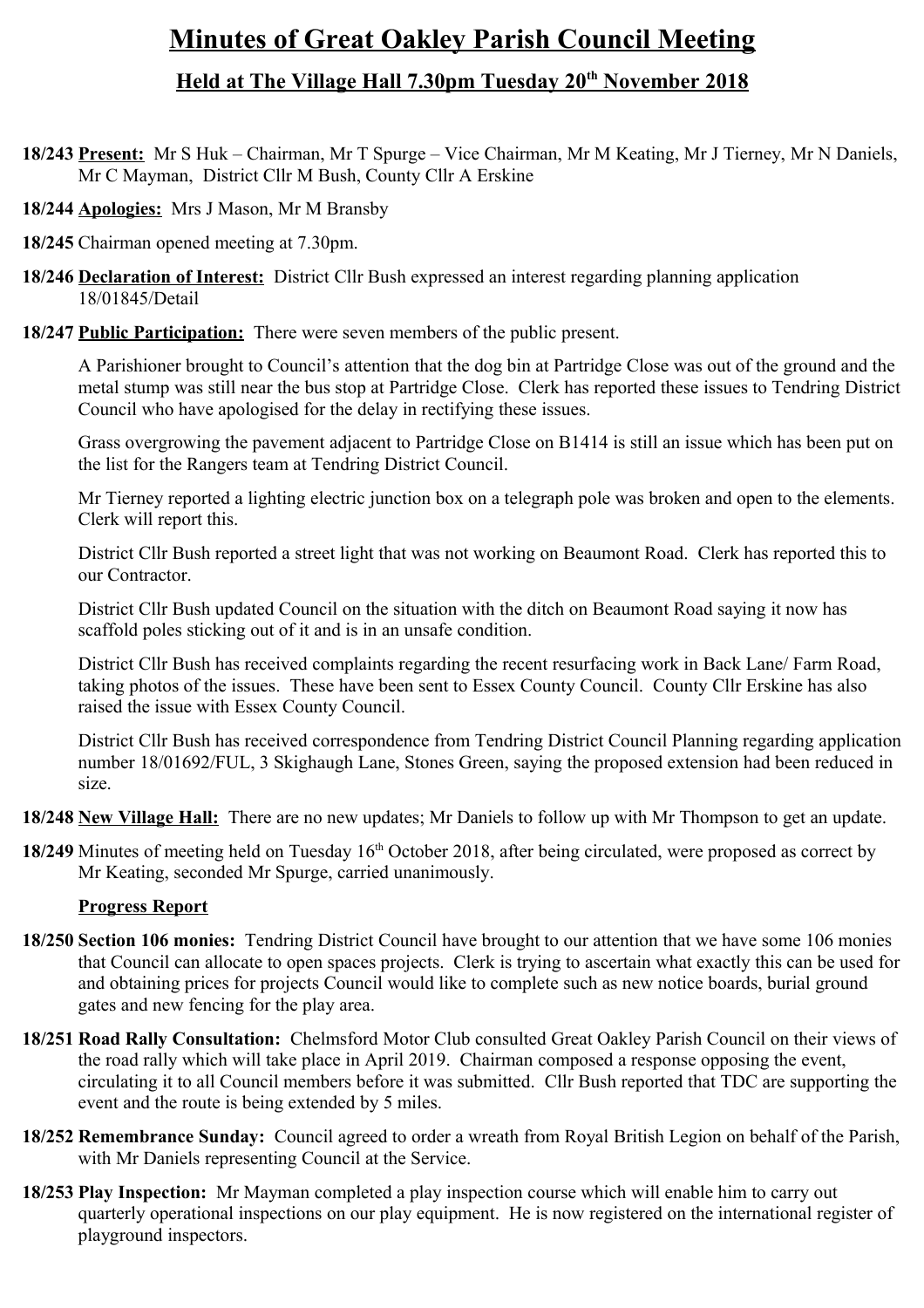# Minutes of Great Oakley Parish Council Meeting

## Held at The Village Hall 7.30pm Tuesday 20th November 2018

**18/243** **Present:** Mr S Huk – Chairman, Mr T Spurge – Vice Chairman, Mr M Keating, Mr J Tierney, Mr N Daniels, Mr C Mayman, District Cllr M Bush, County Cllr A Erskine

**18/244** **Apologies:** Mrs J Mason, Mr M Bransby

**18/245** Chairman opened meeting at 7.30pm.

**18/246** **Declaration of Interest:** District Cllr Bush expressed an interest regarding planning application 18/01845/Detail

**18/247** **Public Participation:** There were seven members of the public present.

A Parishioner brought to Council's attention that the dog bin at Partridge Close was out of the ground and the metal stump was still near the bus stop at Partridge Close. Clerk has reported these issues to Tendring District Council who have apologised for the delay in rectifying these issues.

Grass overgrowing the pavement adjacent to Partridge Close on B1414 is still an issue which has been put on the list for the Rangers team at Tendring District Council.

Mr Tierney reported a lighting electric junction box on a telegraph pole was broken and open to the elements. Clerk will report this.

District Cllr Bush reported a street light that was not working on Beaumont Road. Clerk has reported this to our Contractor.

District Cllr Bush updated Council on the situation with the ditch on Beaumont Road saying it now has scaffold poles sticking out of it and is in an unsafe condition.

District Cllr Bush has received complaints regarding the recent resurfacing work in Back Lane/ Farm Road, taking photos of the issues. These have been sent to Essex County Council. County Cllr Erskine has also raised the issue with Essex County Council.

District Cllr Bush has received correspondence from Tendring District Council Planning regarding application number 18/01692/FUL, 3 Skighaugh Lane, Stones Green, saying the proposed extension had been reduced in size.

**18/248** **New Village Hall:** There are no new updates; Mr Daniels to follow up with Mr Thompson to get an update.

**18/249** Minutes of meeting held on Tuesday 16th October 2018, after being circulated, were proposed as correct by Mr Keating, seconded Mr Spurge, carried unanimously.

**Progress Report**

**18/250** **Section 106 monies:** Tendring District Council have brought to our attention that we have some 106 monies that Council can allocate to open spaces projects. Clerk is trying to ascertain what exactly this can be used for and obtaining prices for projects Council would like to complete such as new notice boards, burial ground gates and new fencing for the play area.

**18/251** **Road Rally Consultation:** Chelmsford Motor Club consulted Great Oakley Parish Council on their views of the road rally which will take place in April 2019. Chairman composed a response opposing the event, circulating it to all Council members before it was submitted. Cllr Bush reported that TDC are supporting the event and the route is being extended by 5 miles.

**18/252** **Remembrance Sunday:** Council agreed to order a wreath from Royal British Legion on behalf of the Parish, with Mr Daniels representing Council at the Service.

**18/253** **Play Inspection:** Mr Mayman completed a play inspection course which will enable him to carry out quarterly operational inspections on our play equipment. He is now registered on the international register of playground inspectors.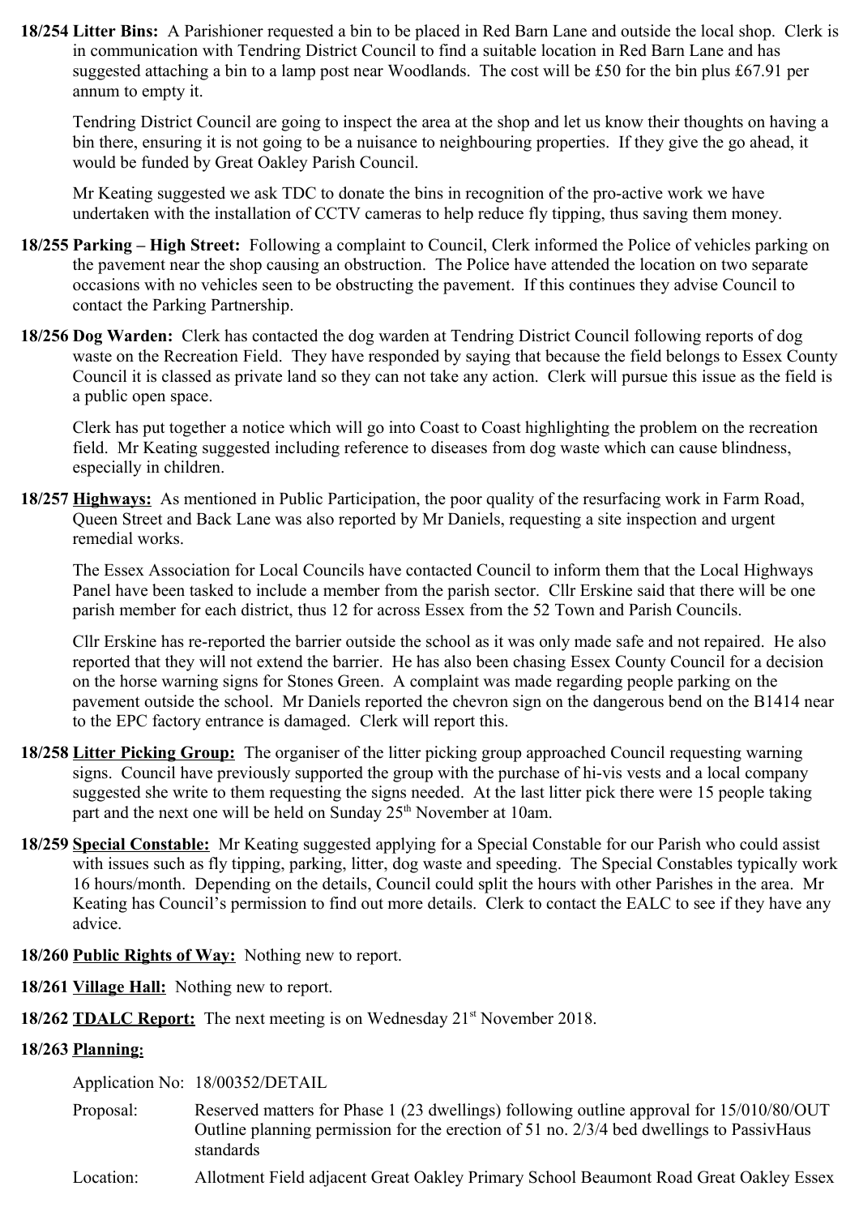**18/254 Litter Bins:** A Parishioner requested a bin to be placed in Red Barn Lane and outside the local shop. Clerk is in communication with Tendring District Council to find a suitable location in Red Barn Lane and has suggested attaching a bin to a lamp post near Woodlands. The cost will be £50 for the bin plus £67.91 per annum to empty it.

Tendring District Council are going to inspect the area at the shop and let us know their thoughts on having a bin there, ensuring it is not going to be a nuisance to neighbouring properties. If they give the go ahead, it would be funded by Great Oakley Parish Council.

Mr Keating suggested we ask TDC to donate the bins in recognition of the pro-active work we have undertaken with the installation of CCTV cameras to help reduce fly tipping, thus saving them money.

**18/255 Parking – High Street:** Following a complaint to Council, Clerk informed the Police of vehicles parking on the pavement near the shop causing an obstruction. The Police have attended the location on two separate occasions with no vehicles seen to be obstructing the pavement. If this continues they advise Council to contact the Parking Partnership.

**18/256 Dog Warden:** Clerk has contacted the dog warden at Tendring District Council following reports of dog waste on the Recreation Field. They have responded by saying that because the field belongs to Essex County Council it is classed as private land so they can not take any action. Clerk will pursue this issue as the field is a public open space.

Clerk has put together a notice which will go into Coast to Coast highlighting the problem on the recreation field. Mr Keating suggested including reference to diseases from dog waste which can cause blindness, especially in children.

**18/257 Highways:** As mentioned in Public Participation, the poor quality of the resurfacing work in Farm Road, Queen Street and Back Lane was also reported by Mr Daniels, requesting a site inspection and urgent remedial works.

The Essex Association for Local Councils have contacted Council to inform them that the Local Highways Panel have been tasked to include a member from the parish sector. Cllr Erskine said that there will be one parish member for each district, thus 12 for across Essex from the 52 Town and Parish Councils.

Cllr Erskine has re-reported the barrier outside the school as it was only made safe and not repaired. He also reported that they will not extend the barrier. He has also been chasing Essex County Council for a decision on the horse warning signs for Stones Green. A complaint was made regarding people parking on the pavement outside the school. Mr Daniels reported the chevron sign on the dangerous bend on the B1414 near to the EPC factory entrance is damaged. Clerk will report this.

**18/258 Litter Picking Group:** The organiser of the litter picking group approached Council requesting warning signs. Council have previously supported the group with the purchase of hi-vis vests and a local company suggested she write to them requesting the signs needed. At the last litter pick there were 15 people taking part and the next one will be held on Sunday 25th November at 10am.

**18/259 Special Constable:** Mr Keating suggested applying for a Special Constable for our Parish who could assist with issues such as fly tipping, parking, litter, dog waste and speeding. The Special Constables typically work 16 hours/month. Depending on the details, Council could split the hours with other Parishes in the area. Mr Keating has Council's permission to find out more details. Clerk to contact the EALC to see if they have any advice.

**18/260 Public Rights of Way:** Nothing new to report.

**18/261 Village Hall:** Nothing new to report.

**18/262 TDALC Report:** The next meeting is on Wednesday 21st November 2018.

**18/263 Planning:**

Application No: 18/00352/DETAIL

Proposal: Reserved matters for Phase 1 (23 dwellings) following outline approval for 15/010/80/OUT Outline planning permission for the erection of 51 no. 2/3/4 bed dwellings to PassivHaus standards

Location: Allotment Field adjacent Great Oakley Primary School Beaumont Road Great Oakley Essex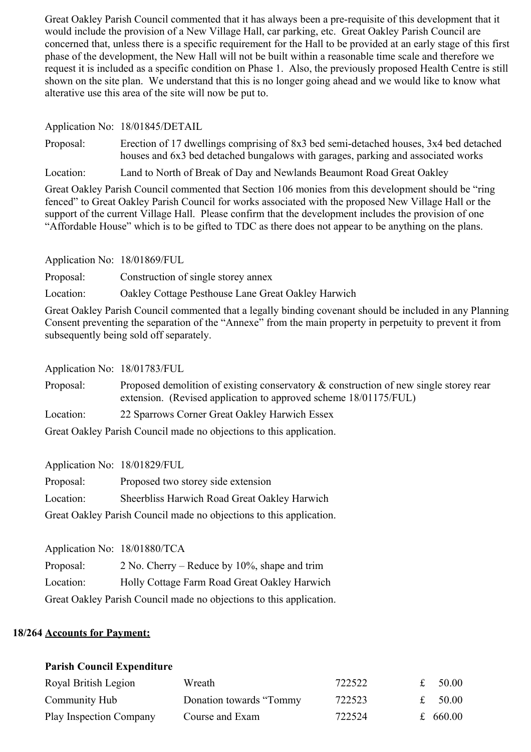Great Oakley Parish Council commented that it has always been a pre-requisite of this development that it would include the provision of a New Village Hall, car parking, etc. Great Oakley Parish Council are concerned that, unless there is a specific requirement for the Hall to be provided at an early stage of this first phase of the development, the New Hall will not be built within a reasonable time scale and therefore we request it is included as a specific condition on Phase 1. Also, the previously proposed Health Centre is still shown on the site plan. We understand that this is no longer going ahead and we would like to know what alterative use this area of the site will now be put to.

Application No: 18/01845/DETAIL

Proposal: Erection of 17 dwellings comprising of 8x3 bed semi-detached houses, 3x4 bed detached houses and 6x3 bed detached bungalows with garages, parking and associated works

Location: Land to North of Break of Day and Newlands Beaumont Road Great Oakley

Great Oakley Parish Council commented that Section 106 monies from this development should be "ring fenced" to Great Oakley Parish Council for works associated with the proposed New Village Hall or the support of the current Village Hall. Please confirm that the development includes the provision of one "Affordable House" which is to be gifted to TDC as there does not appear to be anything on the plans.

Application No: 18/01869/FUL

Proposal: Construction of single storey annex

Location: Oakley Cottage Pesthouse Lane Great Oakley Harwich

Great Oakley Parish Council commented that a legally binding covenant should be included in any Planning Consent preventing the separation of the "Annexe" from the main property in perpetuity to prevent it from subsequently being sold off separately.

Application No: 18/01783/FUL

Proposal: Proposed demolition of existing conservatory & construction of new single storey rear extension. (Revised application to approved scheme 18/01175/FUL)

Location: 22 Sparrows Corner Great Oakley Harwich Essex

Great Oakley Parish Council made no objections to this application.

Application No: 18/01829/FUL

Proposal: Proposed two storey side extension

Location: Sheerbliss Harwich Road Great Oakley Harwich

Great Oakley Parish Council made no objections to this application.

Application No: 18/01880/TCA

Proposal: 2 No. Cherry – Reduce by 10%, shape and trim

Location: Holly Cottage Farm Road Great Oakley Harwich

Great Oakley Parish Council made no objections to this application.

**18/264 Accounts for Payment:**

**Parish Council Expenditure**

| | | | |
|---|---|---|---|
| Royal British Legion | Wreath | 722522 | £ 50.00 |
| Community Hub | Donation towards "Tommy | 722523 | £ 50.00 |
| Play Inspection Company | Course and Exam | 722524 | £ 660.00 |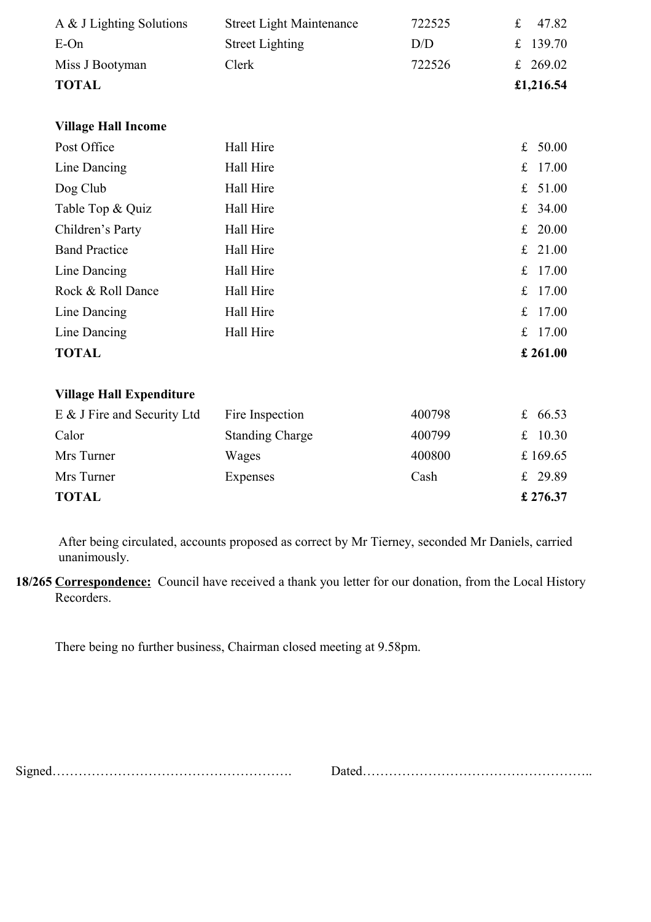| | | | |
|---|---|---|---|
| A & J Lighting Solutions | Street Light Maintenance | 722525 | £ 47.82 |
| E-On | Street Lighting | D/D | £ 139.70 |
| Miss J Bootyman | Clerk | 722526 | £ 269.02 |
| **TOTAL** | | | **£1,216.54** |

**Village Hall Income**

| | | |
|---|---|---|
| Post Office | Hall Hire | £ 50.00 |
| Line Dancing | Hall Hire | £ 17.00 |
| Dog Club | Hall Hire | £ 51.00 |
| Table Top & Quiz | Hall Hire | £ 34.00 |
| Children's Party | Hall Hire | £ 20.00 |
| Band Practice | Hall Hire | £ 21.00 |
| Line Dancing | Hall Hire | £ 17.00 |
| Rock & Roll Dance | Hall Hire | £ 17.00 |
| Line Dancing | Hall Hire | £ 17.00 |
| Line Dancing | Hall Hire | £ 17.00 |
| **TOTAL** | | **£ 261.00** |

**Village Hall Expenditure**

| | | | |
|---|---|---|---|
| E & J Fire and Security Ltd | Fire Inspection | 400798 | £ 66.53 |
| Calor | Standing Charge | 400799 | £ 10.30 |
| Mrs Turner | Wages | 400800 | £ 169.65 |
| Mrs Turner | Expenses | Cash | £ 29.89 |
| **TOTAL** | | | **£ 276.37** |

After being circulated, accounts proposed as correct by Mr Tierney, seconded Mr Daniels, carried unanimously.

**18/265** **Correspondence:** Council have received a thank you letter for our donation, from the Local History Recorders.

There being no further business, Chairman closed meeting at 9.58pm.

Signed………………………………………………. Dated……………………………………………..